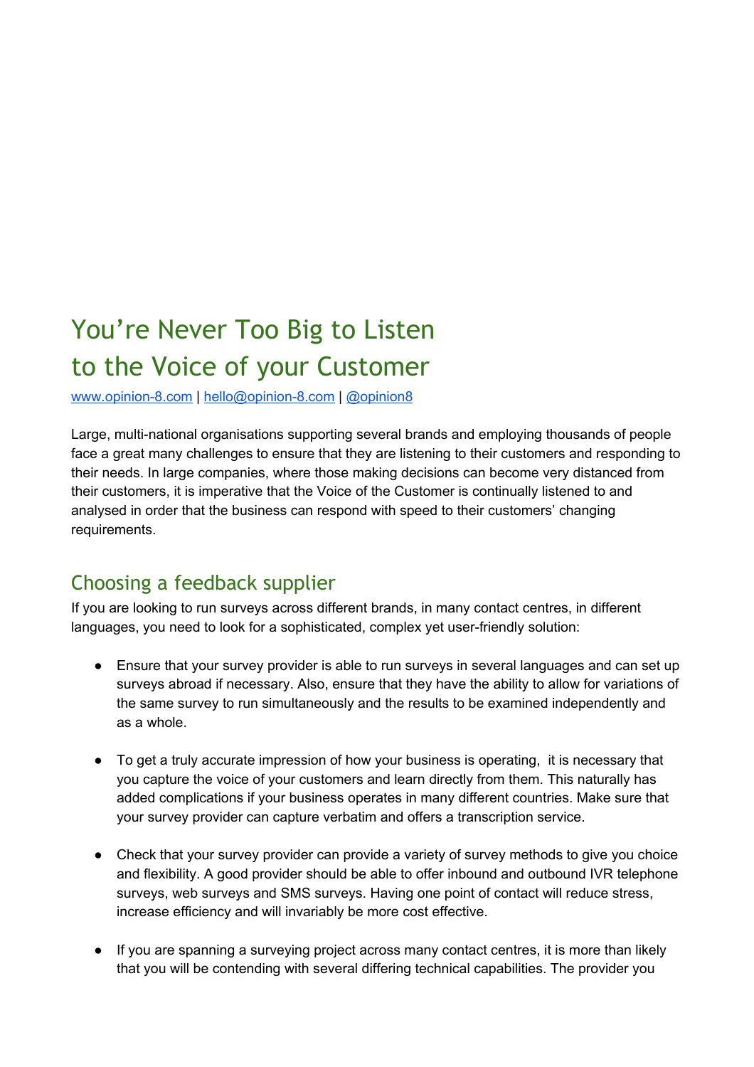# You're Never Too Big to Listen to the Voice of your Customer

[www.opinion-8.com](http://www.opinion-8.com) | [hello@opinion-8.com](mailto:hello@opinion-8.com) | @opinion8

Large, multi-national organisations supporting several brands and employing thousands of people face a great many challenges to ensure that they are listening to their customers and responding to their needs. In large companies, where those making decisions can become very distanced from their customers, it is imperative that the Voice of the Customer is continually listened to and analysed in order that the business can respond with speed to their customers' changing requirements.

## Choosing a feedback supplier

If you are looking to run surveys across different brands, in many contact centres, in different languages, you need to look for a sophisticated, complex yet user-friendly solution:

- Ensure that your survey provider is able to run surveys in several languages and can set up surveys abroad if necessary. Also, ensure that they have the ability to allow for variations of the same survey to run simultaneously and the results to be examined independently and as a whole.

- To get a truly accurate impression of how your business is operating, it is necessary that you capture the voice of your customers and learn directly from them. This naturally has added complications if your business operates in many different countries. Make sure that your survey provider can capture verbatim and offers a transcription service.

- Check that your survey provider can provide a variety of survey methods to give you choice and flexibility. A good provider should be able to offer inbound and outbound IVR telephone surveys, web surveys and SMS surveys. Having one point of contact will reduce stress, increase efficiency and will invariably be more cost effective.

- If you are spanning a surveying project across many contact centres, it is more than likely that you will be contending with several differing technical capabilities. The provider you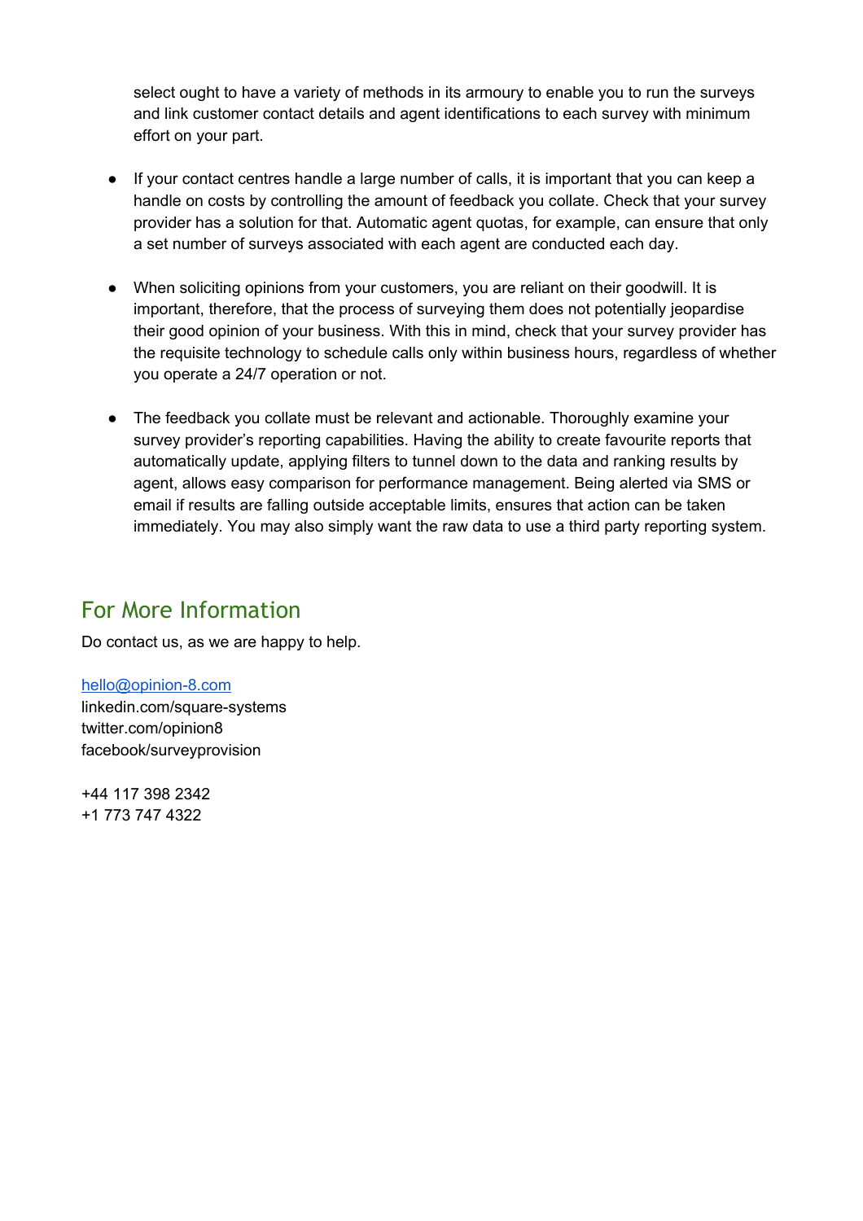select ought to have a variety of methods in its armoury to enable you to run the surveys and link customer contact details and agent identifications to each survey with minimum effort on your part.

- If your contact centres handle a large number of calls, it is important that you can keep a handle on costs by controlling the amount of feedback you collate. Check that your survey provider has a solution for that. Automatic agent quotas, for example, can ensure that only a set number of surveys associated with each agent are conducted each day.

- When soliciting opinions from your customers, you are reliant on their goodwill. It is important, therefore, that the process of surveying them does not potentially jeopardise their good opinion of your business. With this in mind, check that your survey provider has the requisite technology to schedule calls only within business hours, regardless of whether you operate a 24/7 operation or not.

- The feedback you collate must be relevant and actionable. Thoroughly examine your survey provider's reporting capabilities. Having the ability to create favourite reports that automatically update, applying filters to tunnel down to the data and ranking results by agent, allows easy comparison for performance management. Being alerted via SMS or email if results are falling outside acceptable limits, ensures that action can be taken immediately. You may also simply want the raw data to use a third party reporting system.

## For More Information

Do contact us, as we are happy to help.

[hello@opinion-8.com](mailto:hello@opinion-8.com)
linkedin.com/square-systems
twitter.com/opinion8
facebook/surveyprovision

+44 117 398 2342
+1 773 747 4322